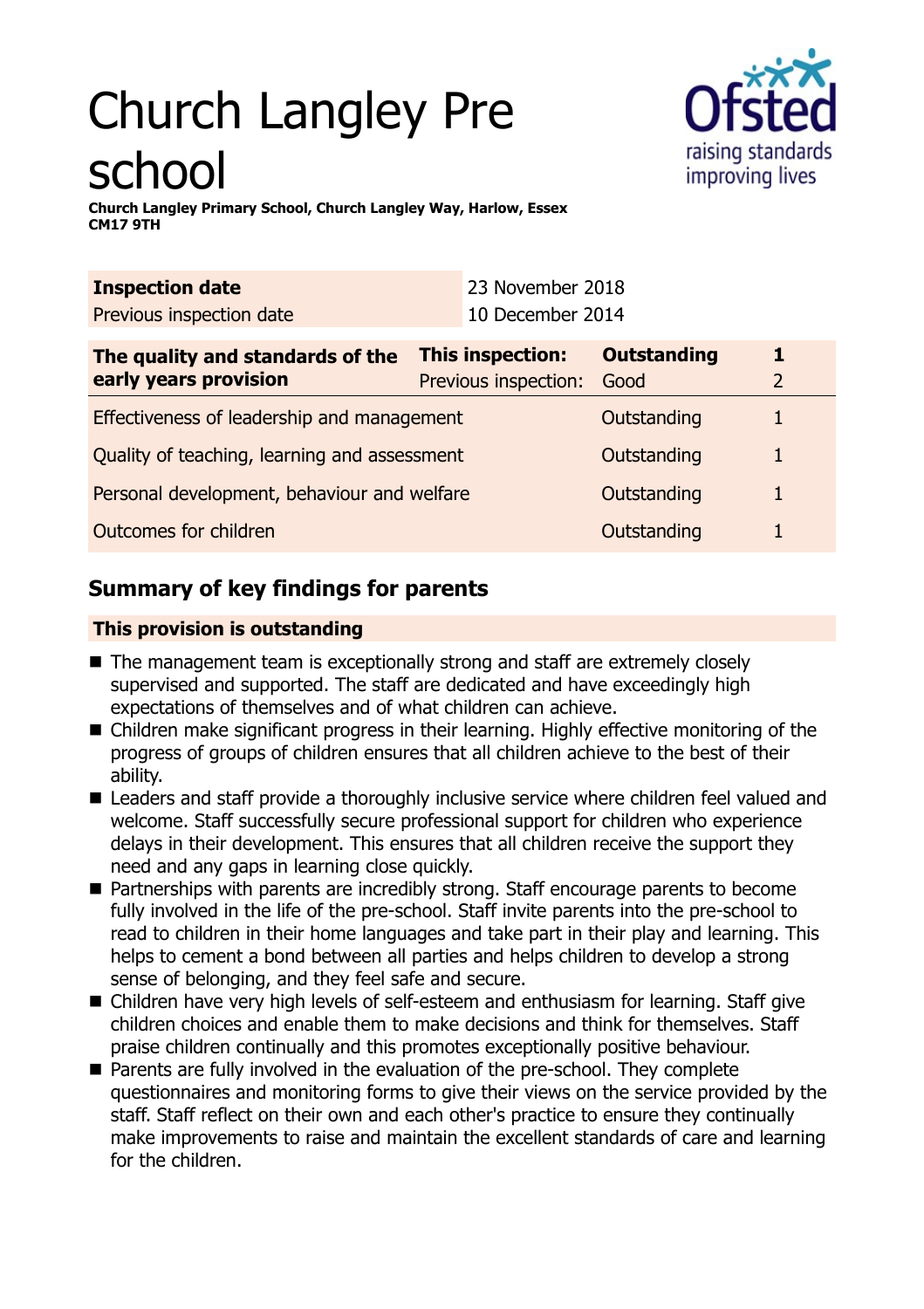# Church Langley Pre school

**Church Langley Primary School, Church Langley Way, Harlow, Essex CM17 9TH**

| **Inspection date** | 23 November 2018 |
|---|---|
| Previous inspection date | 10 December 2014 |

| **The quality and standards of the early years provision** | **This inspection:** | **Outstanding** | **1** |
|---|---|---|---|
| | Previous inspection: | Good | 2 |
| Effectiveness of leadership and management | | Outstanding | 1 |
| Quality of teaching, learning and assessment | | Outstanding | 1 |
| Personal development, behaviour and welfare | | Outstanding | 1 |
| Outcomes for children | | Outstanding | 1 |

## Summary of key findings for parents

**This provision is outstanding**

- The management team is exceptionally strong and staff are extremely closely supervised and supported. The staff are dedicated and have exceedingly high expectations of themselves and of what children can achieve.
- Children make significant progress in their learning. Highly effective monitoring of the progress of groups of children ensures that all children achieve to the best of their ability.
- Leaders and staff provide a thoroughly inclusive service where children feel valued and welcome. Staff successfully secure professional support for children who experience delays in their development. This ensures that all children receive the support they need and any gaps in learning close quickly.
- Partnerships with parents are incredibly strong. Staff encourage parents to become fully involved in the life of the pre-school. Staff invite parents into the pre-school to read to children in their home languages and take part in their play and learning. This helps to cement a bond between all parties and helps children to develop a strong sense of belonging, and they feel safe and secure.
- Children have very high levels of self-esteem and enthusiasm for learning. Staff give children choices and enable them to make decisions and think for themselves. Staff praise children continually and this promotes exceptionally positive behaviour.
- Parents are fully involved in the evaluation of the pre-school. They complete questionnaires and monitoring forms to give their views on the service provided by the staff. Staff reflect on their own and each other's practice to ensure they continually make improvements to raise and maintain the excellent standards of care and learning for the children.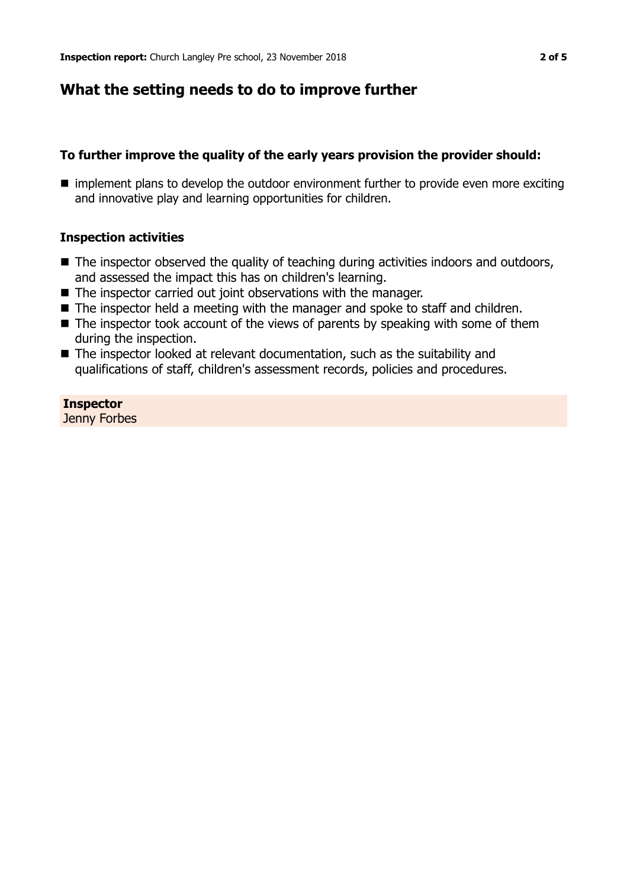## What the setting needs to do to improve further

### To further improve the quality of the early years provision the provider should:

- implement plans to develop the outdoor environment further to provide even more exciting and innovative play and learning opportunities for children.

### Inspection activities

- The inspector observed the quality of teaching during activities indoors and outdoors, and assessed the impact this has on children's learning.
- The inspector carried out joint observations with the manager.
- The inspector held a meeting with the manager and spoke to staff and children.
- The inspector took account of the views of parents by speaking with some of them during the inspection.
- The inspector looked at relevant documentation, such as the suitability and qualifications of staff, children's assessment records, policies and procedures.

**Inspector**
Jenny Forbes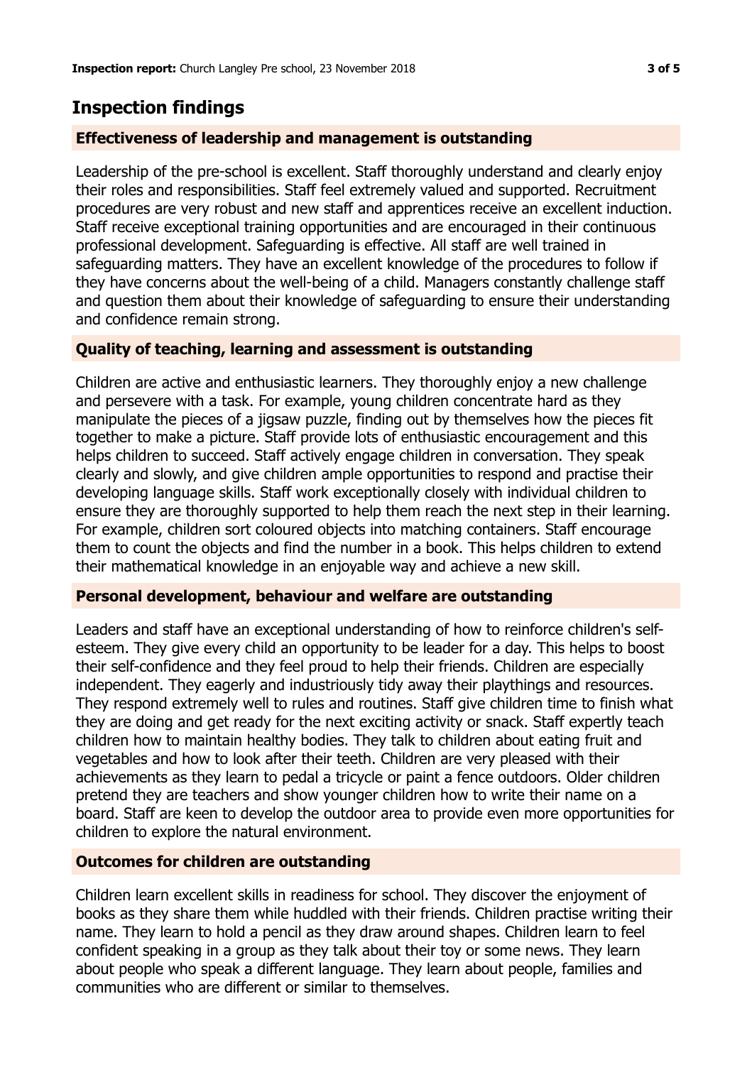## Inspection findings

### Effectiveness of leadership and management is outstanding

Leadership of the pre-school is excellent. Staff thoroughly understand and clearly enjoy their roles and responsibilities. Staff feel extremely valued and supported. Recruitment procedures are very robust and new staff and apprentices receive an excellent induction. Staff receive exceptional training opportunities and are encouraged in their continuous professional development. Safeguarding is effective. All staff are well trained in safeguarding matters. They have an excellent knowledge of the procedures to follow if they have concerns about the well-being of a child. Managers constantly challenge staff and question them about their knowledge of safeguarding to ensure their understanding and confidence remain strong.

### Quality of teaching, learning and assessment is outstanding

Children are active and enthusiastic learners. They thoroughly enjoy a new challenge and persevere with a task. For example, young children concentrate hard as they manipulate the pieces of a jigsaw puzzle, finding out by themselves how the pieces fit together to make a picture. Staff provide lots of enthusiastic encouragement and this helps children to succeed. Staff actively engage children in conversation. They speak clearly and slowly, and give children ample opportunities to respond and practise their developing language skills. Staff work exceptionally closely with individual children to ensure they are thoroughly supported to help them reach the next step in their learning. For example, children sort coloured objects into matching containers. Staff encourage them to count the objects and find the number in a book. This helps children to extend their mathematical knowledge in an enjoyable way and achieve a new skill.

### Personal development, behaviour and welfare are outstanding

Leaders and staff have an exceptional understanding of how to reinforce children's self-esteem. They give every child an opportunity to be leader for a day. This helps to boost their self-confidence and they feel proud to help their friends. Children are especially independent. They eagerly and industriously tidy away their playthings and resources. They respond extremely well to rules and routines. Staff give children time to finish what they are doing and get ready for the next exciting activity or snack. Staff expertly teach children how to maintain healthy bodies. They talk to children about eating fruit and vegetables and how to look after their teeth. Children are very pleased with their achievements as they learn to pedal a tricycle or paint a fence outdoors. Older children pretend they are teachers and show younger children how to write their name on a board. Staff are keen to develop the outdoor area to provide even more opportunities for children to explore the natural environment.

### Outcomes for children are outstanding

Children learn excellent skills in readiness for school. They discover the enjoyment of books as they share them while huddled with their friends. Children practise writing their name. They learn to hold a pencil as they draw around shapes. Children learn to feel confident speaking in a group as they talk about their toy or some news. They learn about people who speak a different language. They learn about people, families and communities who are different or similar to themselves.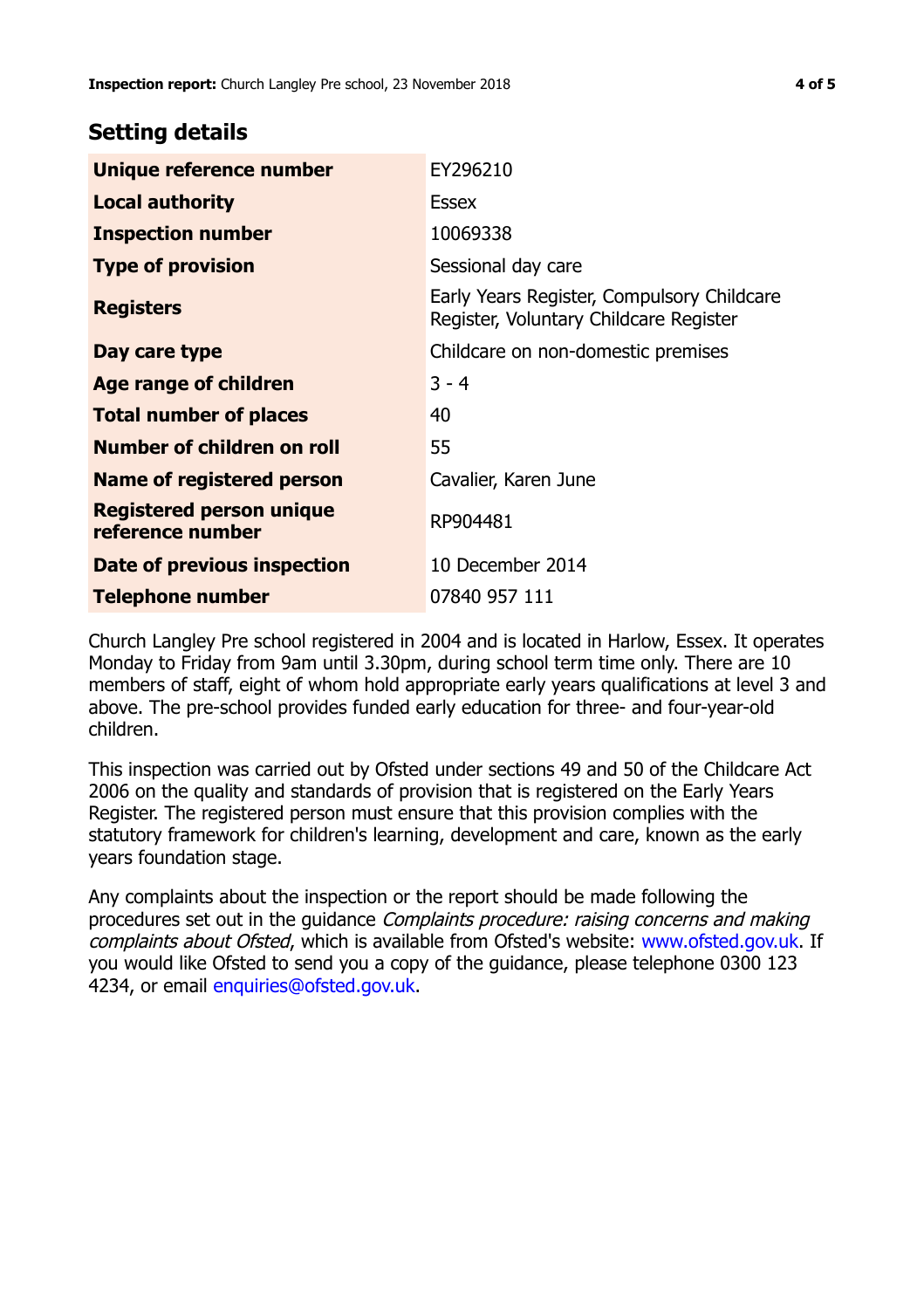## Setting details

| | |
|---|---|
| **Unique reference number** | EY296210 |
| **Local authority** | Essex |
| **Inspection number** | 10069338 |
| **Type of provision** | Sessional day care |
| **Registers** | Early Years Register, Compulsory Childcare Register, Voluntary Childcare Register |
| **Day care type** | Childcare on non-domestic premises |
| **Age range of children** | 3 - 4 |
| **Total number of places** | 40 |
| **Number of children on roll** | 55 |
| **Name of registered person** | Cavalier, Karen June |
| **Registered person unique reference number** | RP904481 |
| **Date of previous inspection** | 10 December 2014 |
| **Telephone number** | 07840 957 111 |

Church Langley Pre school registered in 2004 and is located in Harlow, Essex. It operates Monday to Friday from 9am until 3.30pm, during school term time only. There are 10 members of staff, eight of whom hold appropriate early years qualifications at level 3 and above. The pre-school provides funded early education for three- and four-year-old children.

This inspection was carried out by Ofsted under sections 49 and 50 of the Childcare Act 2006 on the quality and standards of provision that is registered on the Early Years Register. The registered person must ensure that this provision complies with the statutory framework for children's learning, development and care, known as the early years foundation stage.

Any complaints about the inspection or the report should be made following the procedures set out in the guidance *Complaints procedure: raising concerns and making complaints about Ofsted*, which is available from Ofsted's website: www.ofsted.gov.uk. If you would like Ofsted to send you a copy of the guidance, please telephone 0300 123 4234, or email enquiries@ofsted.gov.uk.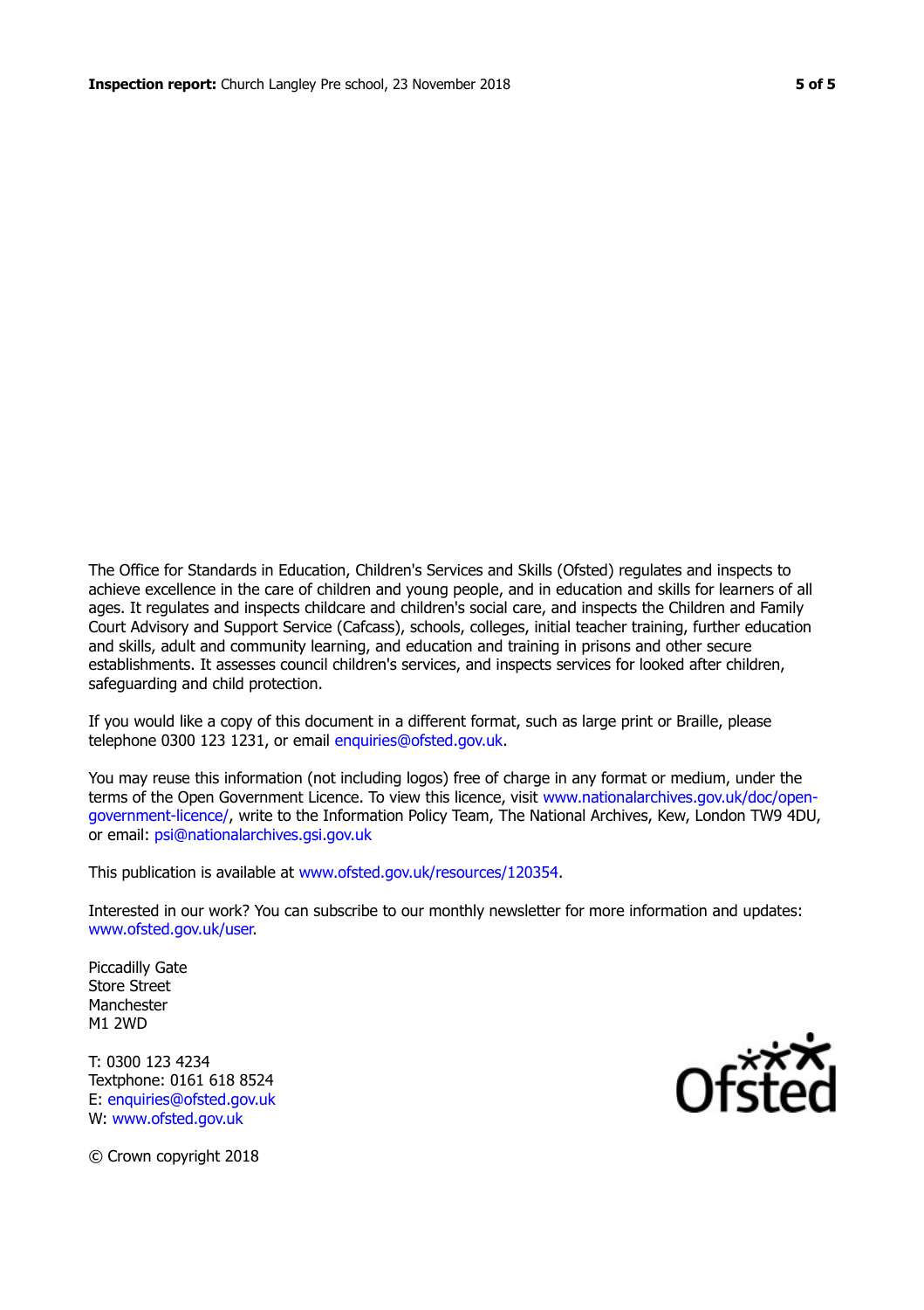The Office for Standards in Education, Children's Services and Skills (Ofsted) regulates and inspects to achieve excellence in the care of children and young people, and in education and skills for learners of all ages. It regulates and inspects childcare and children's social care, and inspects the Children and Family Court Advisory and Support Service (Cafcass), schools, colleges, initial teacher training, further education and skills, adult and community learning, and education and training in prisons and other secure establishments. It assesses council children's services, and inspects services for looked after children, safeguarding and child protection.

If you would like a copy of this document in a different format, such as large print or Braille, please telephone 0300 123 1231, or email enquiries@ofsted.gov.uk.

You may reuse this information (not including logos) free of charge in any format or medium, under the terms of the Open Government Licence. To view this licence, visit www.nationalarchives.gov.uk/doc/open-government-licence/, write to the Information Policy Team, The National Archives, Kew, London TW9 4DU, or email: psi@nationalarchives.gsi.gov.uk

This publication is available at www.ofsted.gov.uk/resources/120354.

Interested in our work? You can subscribe to our monthly newsletter for more information and updates: www.ofsted.gov.uk/user.

Piccadilly Gate
Store Street
Manchester
M1 2WD

T: 0300 123 4234
Textphone: 0161 618 8524
E: enquiries@ofsted.gov.uk
W: www.ofsted.gov.uk

© Crown copyright 2018